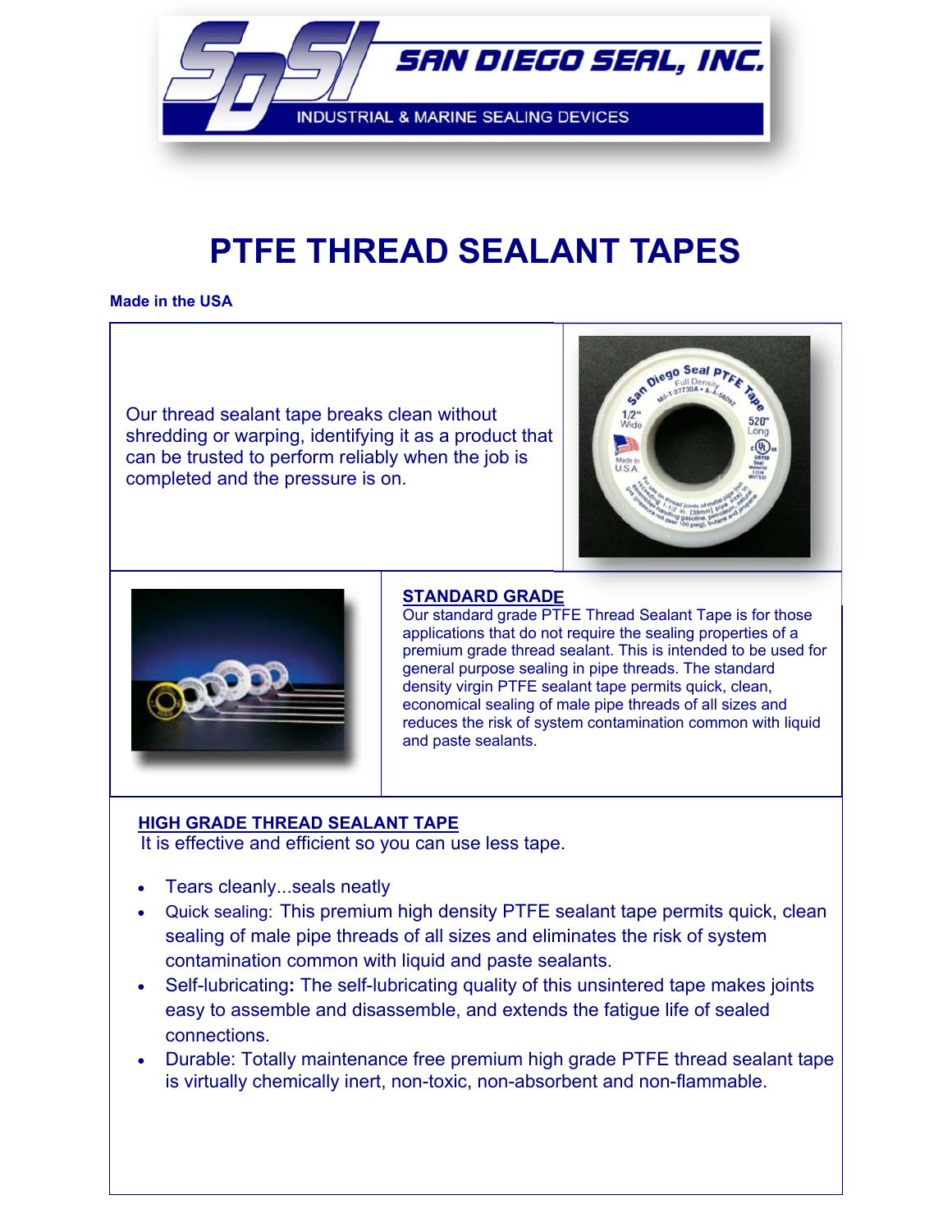SAN DIEGO SEAL, INC.

INDUSTRIAL & MARINE SEALING DEVICES

# PTFE THREAD SEALANT TAPES

**Made in the USA**

Our thread sealant tape breaks clean without shredding or warping, identifying it as a product that can be trusted to perform reliably when the job is completed and the pressure is on.

## STANDARD GRADE

Our standard grade PTFE Thread Sealant Tape is for those applications that do not require the sealing properties of a premium grade thread sealant. This is intended to be used for general purpose sealing in pipe threads. The standard density virgin PTFE sealant tape permits quick, clean, economical sealing of male pipe threads of all sizes and reduces the risk of system contamination common with liquid and paste sealants.

## HIGH GRADE THREAD SEALANT TAPE

It is effective and efficient so you can use less tape.

- Tears cleanly...seals neatly
- Quick sealing: This premium high density PTFE sealant tape permits quick, clean sealing of male pipe threads of all sizes and eliminates the risk of system contamination common with liquid and paste sealants.
- Self-lubricating: The self-lubricating quality of this unsintered tape makes joints easy to assemble and disassemble, and extends the fatigue life of sealed connections.
- Durable: Totally maintenance free premium high grade PTFE thread sealant tape is virtually chemically inert, non-toxic, non-absorbent and non-flammable.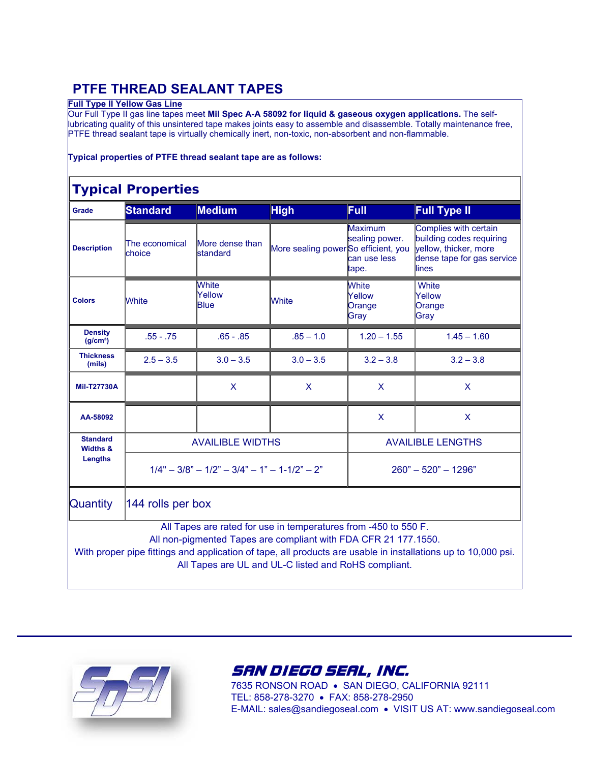# PTFE THREAD SEALANT TAPES

**Full Type II Yellow Gas Line**

Our Full Type II gas line tapes meet **Mil Spec A-A 58092 for liquid & gaseous oxygen applications.** The self-lubricating quality of this unsintered tape makes joints easy to assemble and disassemble. Totally maintenance free, PTFE thread sealant tape is virtually chemically inert, non-toxic, non-absorbent and non-flammable.

**Typical properties of PTFE thread sealant tape are as follows:**

## Typical Properties

| Grade | Standard | Medium | High | Full | Full Type II |
|---|---|---|---|---|---|
| Description | The economical choice | More dense than standard | More sealing power | Maximum sealing power. So efficient, you can use less tape. | Complies with certain building codes requiring yellow, thicker, more dense tape for gas service lines |
| Colors | White | White<br>Yellow<br>Blue | White | White<br>Yellow<br>Orange<br>Gray | White<br>Yellow<br>Orange<br>Gray |
| Density (g/cm³) | .55 - .75 | .65 - .85 | .85 – 1.0 | 1.20 – 1.55 | 1.45 – 1.60 |
| Thickness (mils) | 2.5 – 3.5 | 3.0 – 3.5 | 3.0 – 3.5 | 3.2 – 3.8 | 3.2 – 3.8 |
| Mil-T27730A | | X | X | X | X |
| AA-58092 | | | | X | X |
| Standard Widths & Lengths | AVAILIBLE WIDTHS | | | AVAILIBLE LENGTHS | |
| | 1/4" – 3/8" – 1/2" – 3/4" – 1" – 1-1/2" – 2" | | | 260" – 520" – 1296" | |
| Quantity | 144 rolls per box | | | | |

All Tapes are rated for use in temperatures from -450 to 550 F.
All non-pigmented Tapes are compliant with FDA CFR 21 177.1550.
With proper pipe fittings and application of tape, all products are usable in installations up to 10,000 psi.
All Tapes are UL and UL-C listed and RoHS compliant.

**SAN DIEGO SEAL, INC.**
7635 RONSON ROAD • SAN DIEGO, CALIFORNIA 92111
TEL: 858-278-3270 • FAX: 858-278-2950
E-MAIL: sales@sandiegoseal.com • VISIT US AT: www.sandiegoseal.com